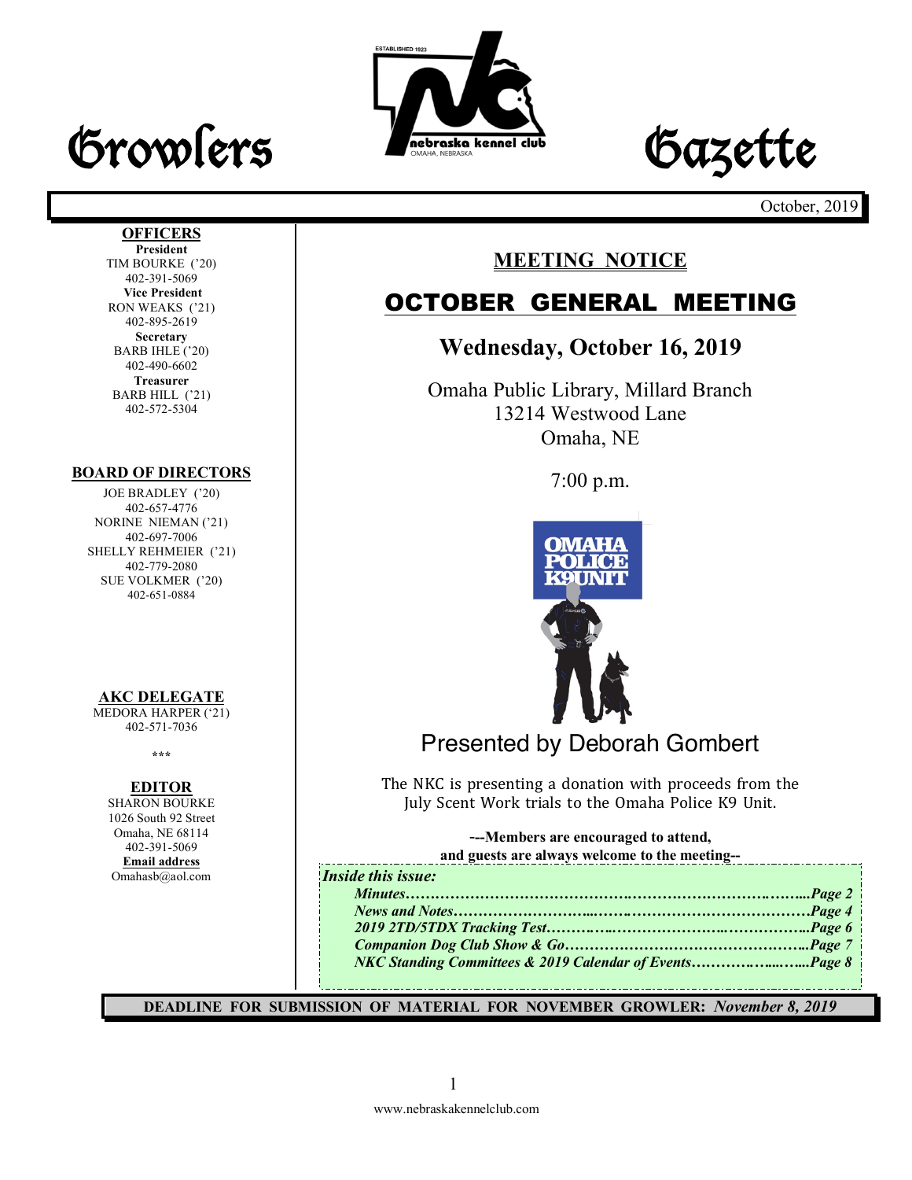# Growlers Gazette

October, 2019

**OFFICERS**

**President**
TIM BOURKE ('20)
402-391-5069

**Vice President**
RON WEAKS ('21)
402-895-2619

**Secretary**
BARB IHLE ('20)
402-490-6602

**Treasurer**
BARB HILL ('21)
402-572-5304

**BOARD OF DIRECTORS**

JOE BRADLEY ('20)
402-657-4776
NORINE NIEMAN ('21)
402-697-7006
SHELLY REHMEIER ('21)
402-779-2080
SUE VOLKMER ('20)
402-651-0884

**AKC DELEGATE**

MEDORA HARPER ('21)
402-571-7036

\*\*\*

**EDITOR**

SHARON BOURKE
1026 South 92 Street
Omaha, NE 68114
402-391-5069
**Email address**
Omahasb@aol.com

## MEETING NOTICE

## OCTOBER GENERAL MEETING

### Wednesday, October 16, 2019

Omaha Public Library, Millard Branch
13214 Westwood Lane
Omaha, NE

7:00 p.m.

OMAHA POLICE K9UNIT

Presented by Deborah Gombert

The NKC is presenting a donation with proceeds from the July Scent Work trials to the Omaha Police K9 Unit.

**---Members are encouraged to attend, and guests are always welcome to the meeting--**

***Inside this issue:***

***Minutes……………………………………………………………………...Page 2***
***News and Notes……………………………………………………………Page 4***
***2019 2TD/5TDX Tracking Test…………………………………………...Page 6***
***Companion Dog Club Show & Go……………………………………...Page 7***
***NKC Standing Committees & 2019 Calendar of Events……………...Page 8***

**DEADLINE FOR SUBMISSION OF MATERIAL FOR NOVEMBER GROWLER:** ***November 8, 2019***

www.nebraskakennelclub.com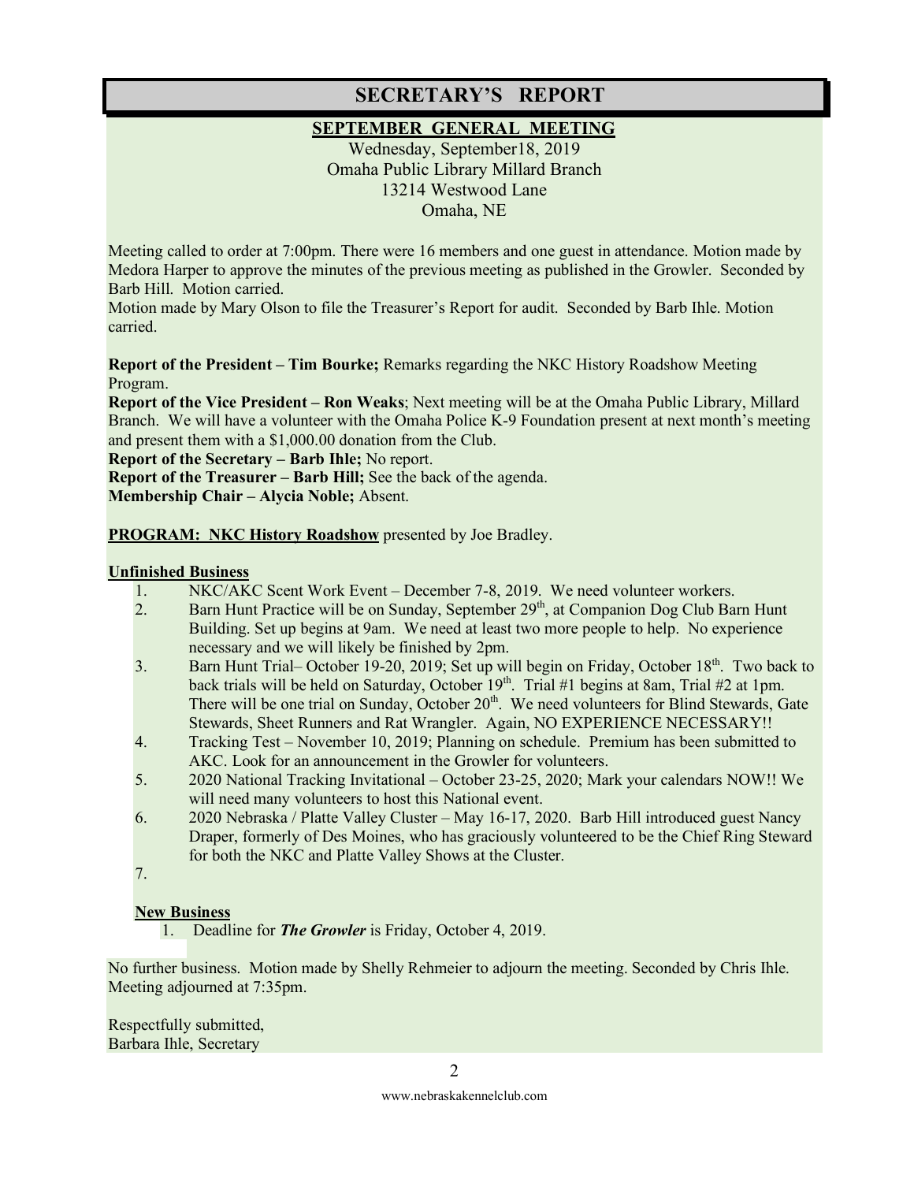# SECRETARY'S REPORT

## SEPTEMBER GENERAL MEETING

Wednesday, September18, 2019
Omaha Public Library Millard Branch
13214 Westwood Lane
Omaha, NE

Meeting called to order at 7:00pm. There were 16 members and one guest in attendance. Motion made by Medora Harper to approve the minutes of the previous meeting as published in the Growler. Seconded by Barb Hill. Motion carried.
Motion made by Mary Olson to file the Treasurer's Report for audit. Seconded by Barb Ihle. Motion carried.

**Report of the President – Tim Bourke;** Remarks regarding the NKC History Roadshow Meeting Program.
**Report of the Vice President – Ron Weaks**; Next meeting will be at the Omaha Public Library, Millard Branch. We will have a volunteer with the Omaha Police K-9 Foundation present at next month's meeting and present them with a $1,000.00 donation from the Club.
**Report of the Secretary – Barb Ihle;** No report.
**Report of the Treasurer – Barb Hill;** See the back of the agenda.
**Membership Chair – Alycia Noble;** Absent.

**PROGRAM: NKC History Roadshow** presented by Joe Bradley.

**Unfinished Business**

1. NKC/AKC Scent Work Event – December 7-8, 2019. We need volunteer workers.
2. Barn Hunt Practice will be on Sunday, September 29th, at Companion Dog Club Barn Hunt Building. Set up begins at 9am. We need at least two more people to help. No experience necessary and we will likely be finished by 2pm.
3. Barn Hunt Trial– October 19-20, 2019; Set up will begin on Friday, October 18th. Two back to back trials will be held on Saturday, October 19th. Trial #1 begins at 8am, Trial #2 at 1pm. There will be one trial on Sunday, October 20th. We need volunteers for Blind Stewards, Gate Stewards, Sheet Runners and Rat Wrangler. Again, NO EXPERIENCE NECESSARY!!
4. Tracking Test – November 10, 2019; Planning on schedule. Premium has been submitted to AKC. Look for an announcement in the Growler for volunteers.
5. 2020 National Tracking Invitational – October 23-25, 2020; Mark your calendars NOW!! We will need many volunteers to host this National event.
6. 2020 Nebraska / Platte Valley Cluster – May 16-17, 2020. Barb Hill introduced guest Nancy Draper, formerly of Des Moines, who has graciously volunteered to be the Chief Ring Steward for both the NKC and Platte Valley Shows at the Cluster.
7.

**New Business**

1. Deadline for ***The Growler*** is Friday, October 4, 2019.

No further business. Motion made by Shelly Rehmeier to adjourn the meeting. Seconded by Chris Ihle. Meeting adjourned at 7:35pm.

Respectfully submitted,
Barbara Ihle, Secretary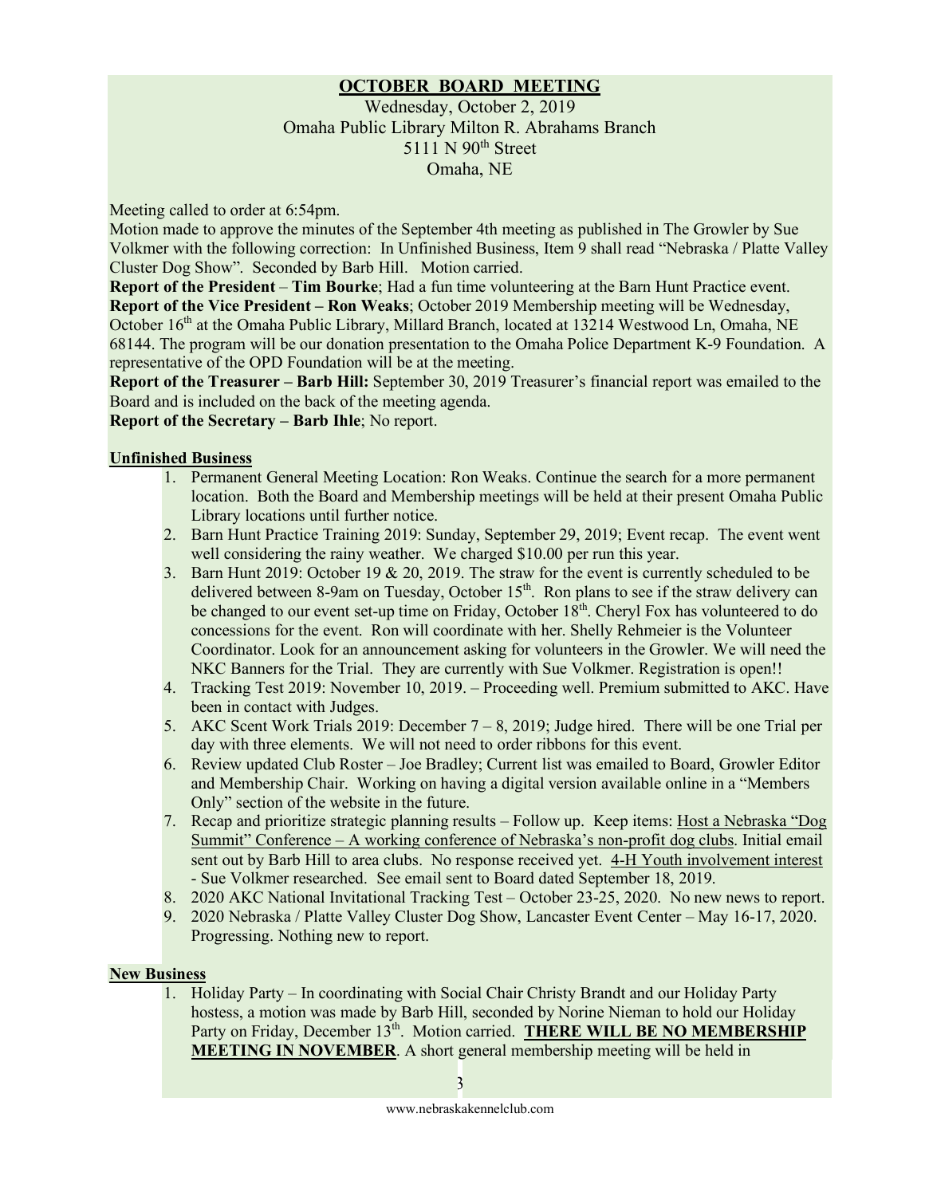## OCTOBER BOARD MEETING

Wednesday, October 2, 2019
Omaha Public Library Milton R. Abrahams Branch
5111 N 90th Street
Omaha, NE

Meeting called to order at 6:54pm.

Motion made to approve the minutes of the September 4th meeting as published in The Growler by Sue Volkmer with the following correction: In Unfinished Business, Item 9 shall read "Nebraska / Platte Valley Cluster Dog Show". Seconded by Barb Hill. Motion carried.

**Report of the President** – **Tim Bourke**; Had a fun time volunteering at the Barn Hunt Practice event.

**Report of the Vice President – Ron Weaks**; October 2019 Membership meeting will be Wednesday, October 16th at the Omaha Public Library, Millard Branch, located at 13214 Westwood Ln, Omaha, NE 68144. The program will be our donation presentation to the Omaha Police Department K-9 Foundation. A representative of the OPD Foundation will be at the meeting.

**Report of the Treasurer – Barb Hill:** September 30, 2019 Treasurer's financial report was emailed to the Board and is included on the back of the meeting agenda.

**Report of the Secretary – Barb Ihle**; No report.

### Unfinished Business

1. Permanent General Meeting Location: Ron Weaks. Continue the search for a more permanent location. Both the Board and Membership meetings will be held at their present Omaha Public Library locations until further notice.
2. Barn Hunt Practice Training 2019: Sunday, September 29, 2019; Event recap. The event went well considering the rainy weather. We charged $10.00 per run this year.
3. Barn Hunt 2019: October 19 & 20, 2019. The straw for the event is currently scheduled to be delivered between 8-9am on Tuesday, October 15th. Ron plans to see if the straw delivery can be changed to our event set-up time on Friday, October 18th. Cheryl Fox has volunteered to do concessions for the event. Ron will coordinate with her. Shelly Rehmeier is the Volunteer Coordinator. Look for an announcement asking for volunteers in the Growler. We will need the NKC Banners for the Trial. They are currently with Sue Volkmer. Registration is open!!
4. Tracking Test 2019: November 10, 2019. – Proceeding well. Premium submitted to AKC. Have been in contact with Judges.
5. AKC Scent Work Trials 2019: December 7 – 8, 2019; Judge hired. There will be one Trial per day with three elements. We will not need to order ribbons for this event.
6. Review updated Club Roster – Joe Bradley; Current list was emailed to Board, Growler Editor and Membership Chair. Working on having a digital version available online in a "Members Only" section of the website in the future.
7. Recap and prioritize strategic planning results – Follow up. Keep items: Host a Nebraska "Dog Summit" Conference – A working conference of Nebraska's non-profit dog clubs. Initial email sent out by Barb Hill to area clubs. No response received yet. 4-H Youth involvement interest - Sue Volkmer researched. See email sent to Board dated September 18, 2019.
8. 2020 AKC National Invitational Tracking Test – October 23-25, 2020. No new news to report.
9. 2020 Nebraska / Platte Valley Cluster Dog Show, Lancaster Event Center – May 16-17, 2020. Progressing. Nothing new to report.

### New Business

1. Holiday Party – In coordinating with Social Chair Christy Brandt and our Holiday Party hostess, a motion was made by Barb Hill, seconded by Norine Nieman to hold our Holiday Party on Friday, December 13th. Motion carried. **THERE WILL BE NO MEMBERSHIP MEETING IN NOVEMBER**. A short general membership meeting will be held in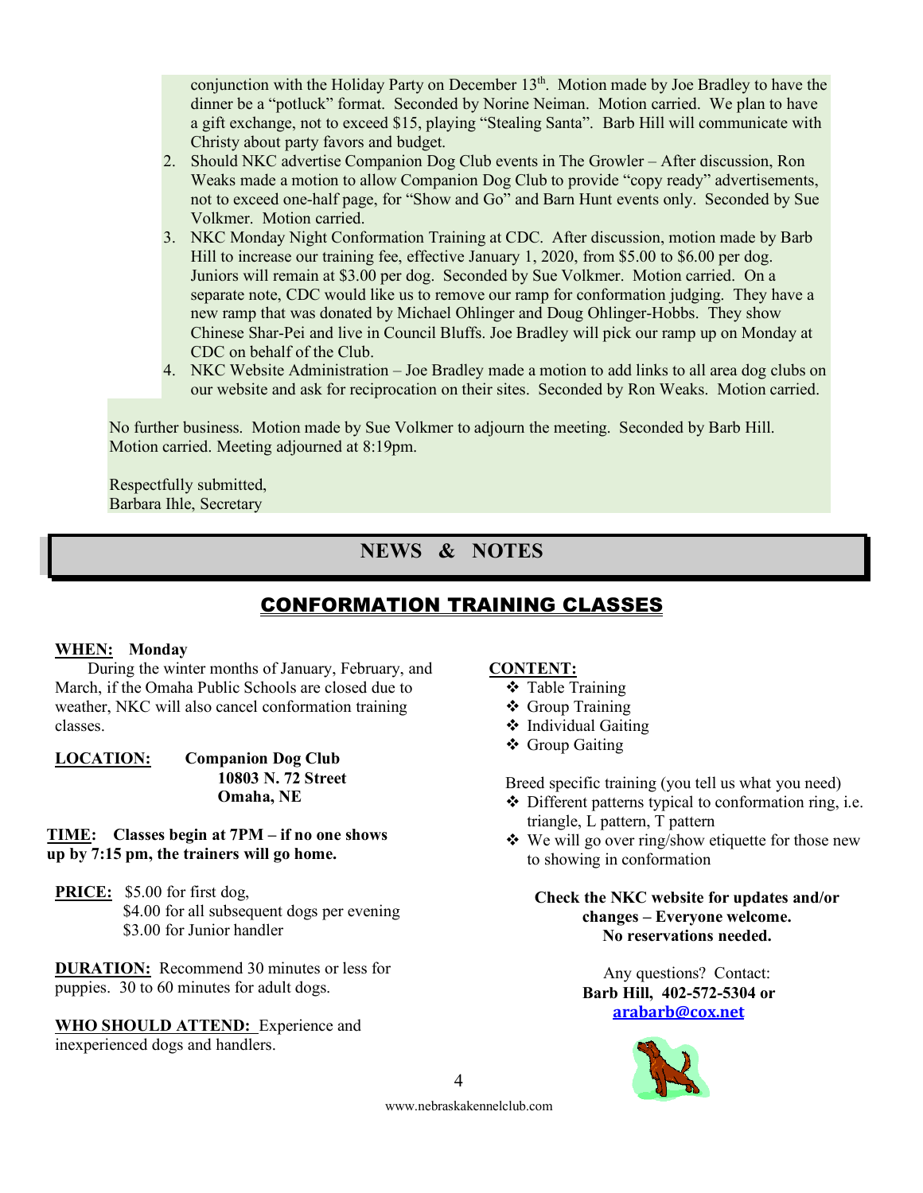conjunction with the Holiday Party on December 13th. Motion made by Joe Bradley to have the dinner be a "potluck" format. Seconded by Norine Neiman. Motion carried. We plan to have a gift exchange, not to exceed $15, playing "Stealing Santa". Barb Hill will communicate with Christy about party favors and budget.

2. Should NKC advertise Companion Dog Club events in The Growler – After discussion, Ron Weaks made a motion to allow Companion Dog Club to provide "copy ready" advertisements, not to exceed one-half page, for "Show and Go" and Barn Hunt events only. Seconded by Sue Volkmer. Motion carried.
3. NKC Monday Night Conformation Training at CDC. After discussion, motion made by Barb Hill to increase our training fee, effective January 1, 2020, from $5.00 to $6.00 per dog. Juniors will remain at $3.00 per dog. Seconded by Sue Volkmer. Motion carried. On a separate note, CDC would like us to remove our ramp for conformation judging. They have a new ramp that was donated by Michael Ohlinger and Doug Ohlinger-Hobbs. They show Chinese Shar-Pei and live in Council Bluffs. Joe Bradley will pick our ramp up on Monday at CDC on behalf of the Club.
4. NKC Website Administration – Joe Bradley made a motion to add links to all area dog clubs on our website and ask for reciprocation on their sites. Seconded by Ron Weaks. Motion carried.

No further business. Motion made by Sue Volkmer to adjourn the meeting. Seconded by Barb Hill. Motion carried. Meeting adjourned at 8:19pm.

Respectfully submitted,
Barbara Ihle, Secretary

# NEWS & NOTES

## CONFORMATION TRAINING CLASSES

**WHEN: Monday**

During the winter months of January, February, and March, if the Omaha Public Schools are closed due to weather, NKC will also cancel conformation training classes.

**LOCATION:** **Companion Dog Club**
**10803 N. 72 Street**
**Omaha, NE**

**TIME: Classes begin at 7PM – if no one shows up by 7:15 pm, the trainers will go home.**

**PRICE:** $5.00 for first dog,
$4.00 for all subsequent dogs per evening
$3.00 for Junior handler

**DURATION:** Recommend 30 minutes or less for puppies. 30 to 60 minutes for adult dogs.

**WHO SHOULD ATTEND:** Experience and inexperienced dogs and handlers.

**CONTENT:**

- Table Training
- Group Training
- Individual Gaiting
- Group Gaiting

Breed specific training (you tell us what you need)

- Different patterns typical to conformation ring, i.e. triangle, L pattern, T pattern
- We will go over ring/show etiquette for those new to showing in conformation

**Check the NKC website for updates and/or changes – Everyone welcome.**
**No reservations needed.**

Any questions? Contact:
**Barb Hill, 402-572-5304 or**
**arabarb@cox.net**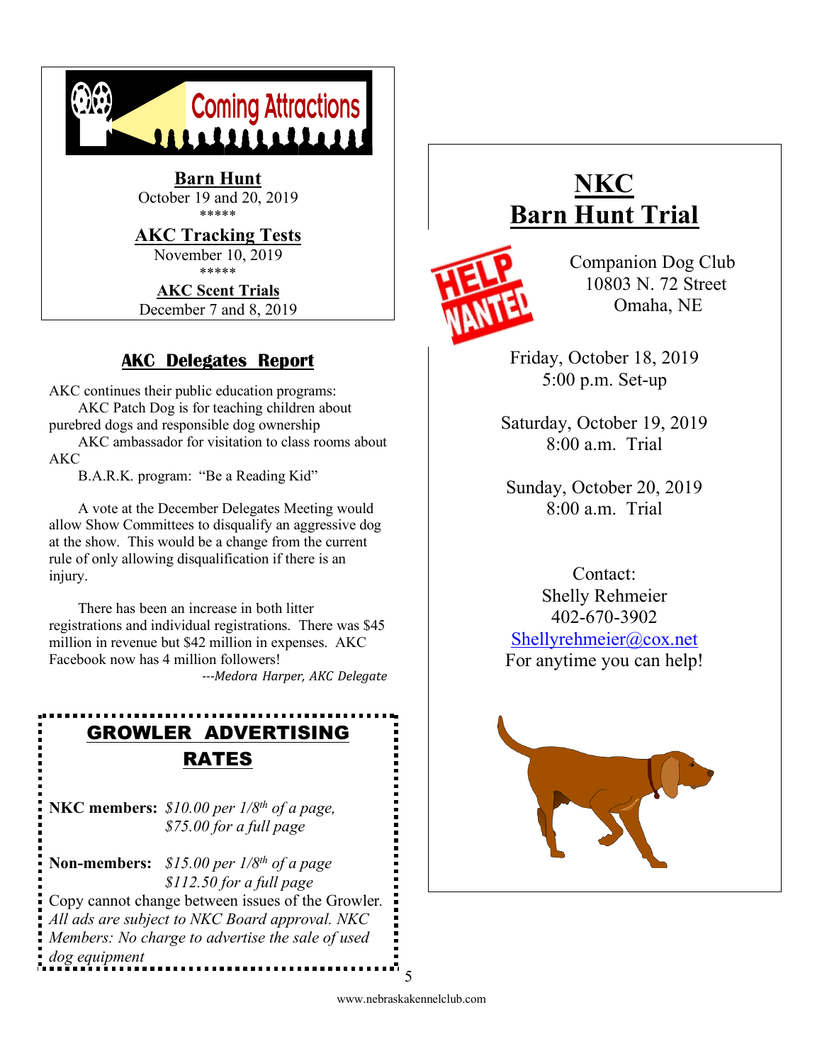## Coming Attractions

**Barn Hunt**
October 19 and 20, 2019

*****

**AKC Tracking Tests**
November 10, 2019

*****

**AKC Scent Trials**
December 7 and 8, 2019

## AKC Delegates Report

AKC continues their public education programs:

AKC Patch Dog is for teaching children about purebred dogs and responsible dog ownership

AKC ambassador for visitation to class rooms about AKC

B.A.R.K. program: "Be a Reading Kid"

A vote at the December Delegates Meeting would allow Show Committees to disqualify an aggressive dog at the show. This would be a change from the current rule of only allowing disqualification if there is an injury.

There has been an increase in both litter registrations and individual registrations. There was $45 million in revenue but $42 million in expenses. AKC Facebook now has 4 million followers!

*---Medora Harper, AKC Delegate*

## GROWLER ADVERTISING RATES

**NKC members:** *$10.00 per 1/8th of a page, $75.00 for a full page*

**Non-members:** *$15.00 per 1/8th of a page $112.50 for a full page*

Copy cannot change between issues of the Growler. *All ads are subject to NKC Board approval. NKC Members: No charge to advertise the sale of used dog equipment*

## NKC Barn Hunt Trial

HELP WANTED

Companion Dog Club
10803 N. 72 Street
Omaha, NE

Friday, October 18, 2019
5:00 p.m. Set-up

Saturday, October 19, 2019
8:00 a.m. Trial

Sunday, October 20, 2019
8:00 a.m. Trial

Contact:
Shelly Rehmeier
402-670-3902
Shellyrehmeier@cox.net
For anytime you can help!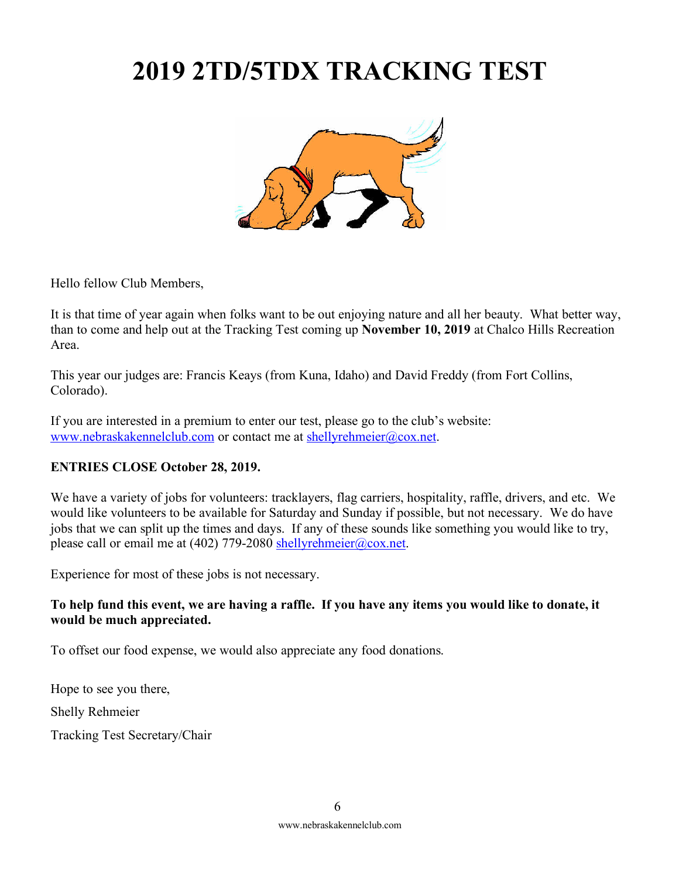# 2019 2TD/5TDX TRACKING TEST

Hello fellow Club Members,

It is that time of year again when folks want to be out enjoying nature and all her beauty. What better way, than to come and help out at the Tracking Test coming up **November 10, 2019** at Chalco Hills Recreation Area.

This year our judges are: Francis Keays (from Kuna, Idaho) and David Freddy (from Fort Collins, Colorado).

If you are interested in a premium to enter our test, please go to the club's website: www.nebraskakennelclub.com or contact me at shellyrehmeier@cox.net.

**ENTRIES CLOSE October 28, 2019.**

We have a variety of jobs for volunteers: tracklayers, flag carriers, hospitality, raffle, drivers, and etc. We would like volunteers to be available for Saturday and Sunday if possible, but not necessary. We do have jobs that we can split up the times and days. If any of these sounds like something you would like to try, please call or email me at (402) 779-2080 shellyrehmeier@cox.net.

Experience for most of these jobs is not necessary.

**To help fund this event, we are having a raffle. If you have any items you would like to donate, it would be much appreciated.**

To offset our food expense, we would also appreciate any food donations.

Hope to see you there,

Shelly Rehmeier

Tracking Test Secretary/Chair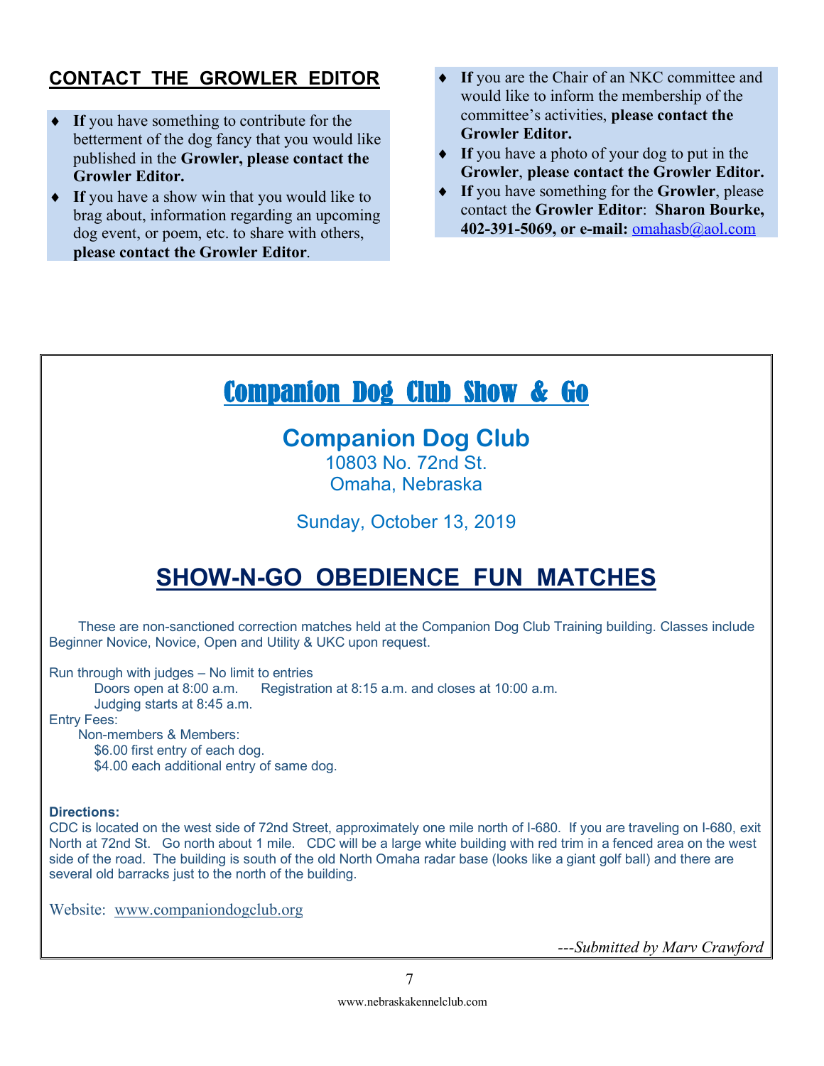## CONTACT THE GROWLER EDITOR

- **If** you have something to contribute for the betterment of the dog fancy that you would like published in the **Growler, please contact the Growler Editor.**
- **If** you have a show win that you would like to brag about, information regarding an upcoming dog event, or poem, etc. to share with others, **please contact the Growler Editor**.
- **If** you are the Chair of an NKC committee and would like to inform the membership of the committee's activities, **please contact the Growler Editor.**
- **If** you have a photo of your dog to put in the **Growler**, **please contact the Growler Editor.**
- **If** you have something for the **Growler**, please contact the **Growler Editor**: **Sharon Bourke, 402-391-5069, or e-mail:** omahasb@aol.com

# Companion Dog Club Show & Go

## Companion Dog Club

10803 No. 72nd St.
Omaha, Nebraska

Sunday, October 13, 2019

## SHOW-N-GO OBEDIENCE FUN MATCHES

These are non-sanctioned correction matches held at the Companion Dog Club Training building. Classes include Beginner Novice, Novice, Open and Utility & UKC upon request.

Run through with judges – No limit to entries
Doors open at 8:00 a.m. Registration at 8:15 a.m. and closes at 10:00 a.m.
Judging starts at 8:45 a.m.

Entry Fees:
Non-members & Members:
$6.00 first entry of each dog.
$4.00 each additional entry of same dog.

**Directions:**
CDC is located on the west side of 72nd Street, approximately one mile north of I-680. If you are traveling on I-680, exit North at 72nd St. Go north about 1 mile. CDC will be a large white building with red trim in a fenced area on the west side of the road. The building is south of the old North Omaha radar base (looks like a giant golf ball) and there are several old barracks just to the north of the building.

Website: www.companiondogclub.org

*---Submitted by Marv Crawford*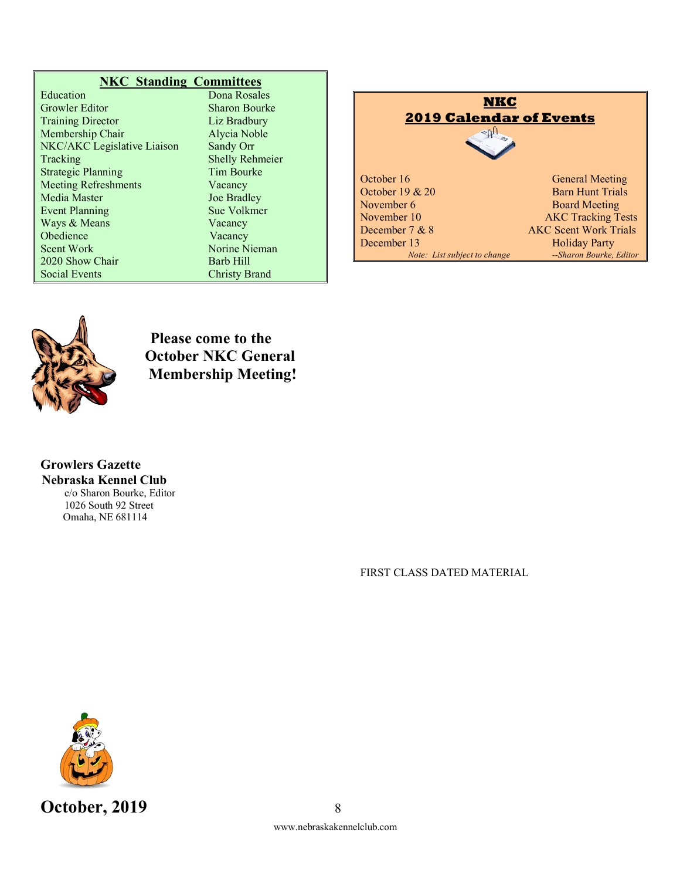## NKC Standing Committees

| | |
|---|---|
| Education | Dona Rosales |
| Growler Editor | Sharon Bourke |
| Training Director | Liz Bradbury |
| Membership Chair | Alycia Noble |
| NKC/AKC Legislative Liaison | Sandy Orr |
| Tracking | Shelly Rehmeier |
| Strategic Planning | Tim Bourke |
| Meeting Refreshments | Vacancy |
| Media Master | Joe Bradley |
| Event Planning | Sue Volkmer |
| Ways & Means | Vacancy |
| Obedience | Vacancy |
| Scent Work | Norine Nieman |
| 2020 Show Chair | Barb Hill |
| Social Events | Christy Brand |

## NKC 2019 Calendar of Events

| | |
|---|---|
| October 16 | General Meeting |
| October 19 & 20 | Barn Hunt Trials |
| November 6 | Board Meeting |
| November 10 | AKC Tracking Tests |
| December 7 & 8 | AKC Scent Work Trials |
| December 13 | Holiday Party |

*Note: List subject to change* *--Sharon Bourke, Editor*

**Please come to the October NKC General Membership Meeting!**

**Growlers Gazette**
**Nebraska Kennel Club**
c/o Sharon Bourke, Editor
1026 South 92 Street
Omaha, NE 681114

FIRST CLASS DATED MATERIAL

**October, 2019**

www.nebraskakennelclub.com